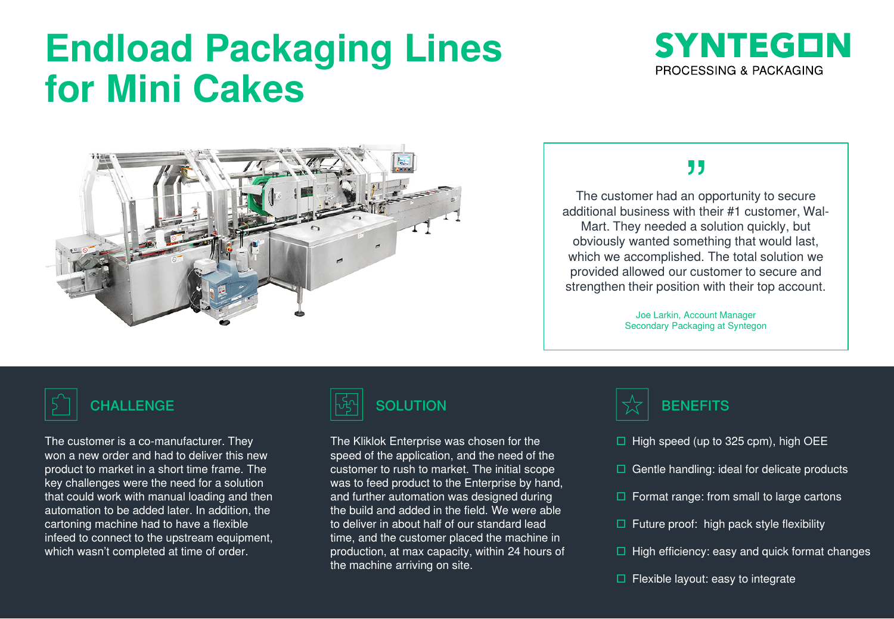# Endload Packaging Lines for Mini Cakes

SYNTEGON
PROCESSING & PACKAGING

> "The customer had an opportunity to secure additional business with their #1 customer, Wal-Mart. They needed a solution quickly, but obviously wanted something that would last, which we accomplished. The total solution we provided allowed our customer to secure and strengthen their position with their top account.
>
> Joe Larkin, Account Manager
> Secondary Packaging at Syntegon

## CHALLENGE

The customer is a co-manufacturer. They won a new order and had to deliver this new product to market in a short time frame. The key challenges were the need for a solution that could work with manual loading and then automation to be added later. In addition, the cartoning machine had to have a flexible infeed to connect to the upstream equipment, which wasn't completed at time of order.

## SOLUTION

The Kliklok Enterprise was chosen for the speed of the application, and the need of the customer to rush to market. The initial scope was to feed product to the Enterprise by hand, and further automation was designed during the build and added in the field. We were able to deliver in about half of our standard lead time, and the customer placed the machine in production, at max capacity, within 24 hours of the machine arriving on site.

## BENEFITS

- High speed (up to 325 cpm), high OEE
- Gentle handling: ideal for delicate products
- Format range: from small to large cartons
- Future proof: high pack style flexibility
- High efficiency: easy and quick format changes
- Flexible layout: easy to integrate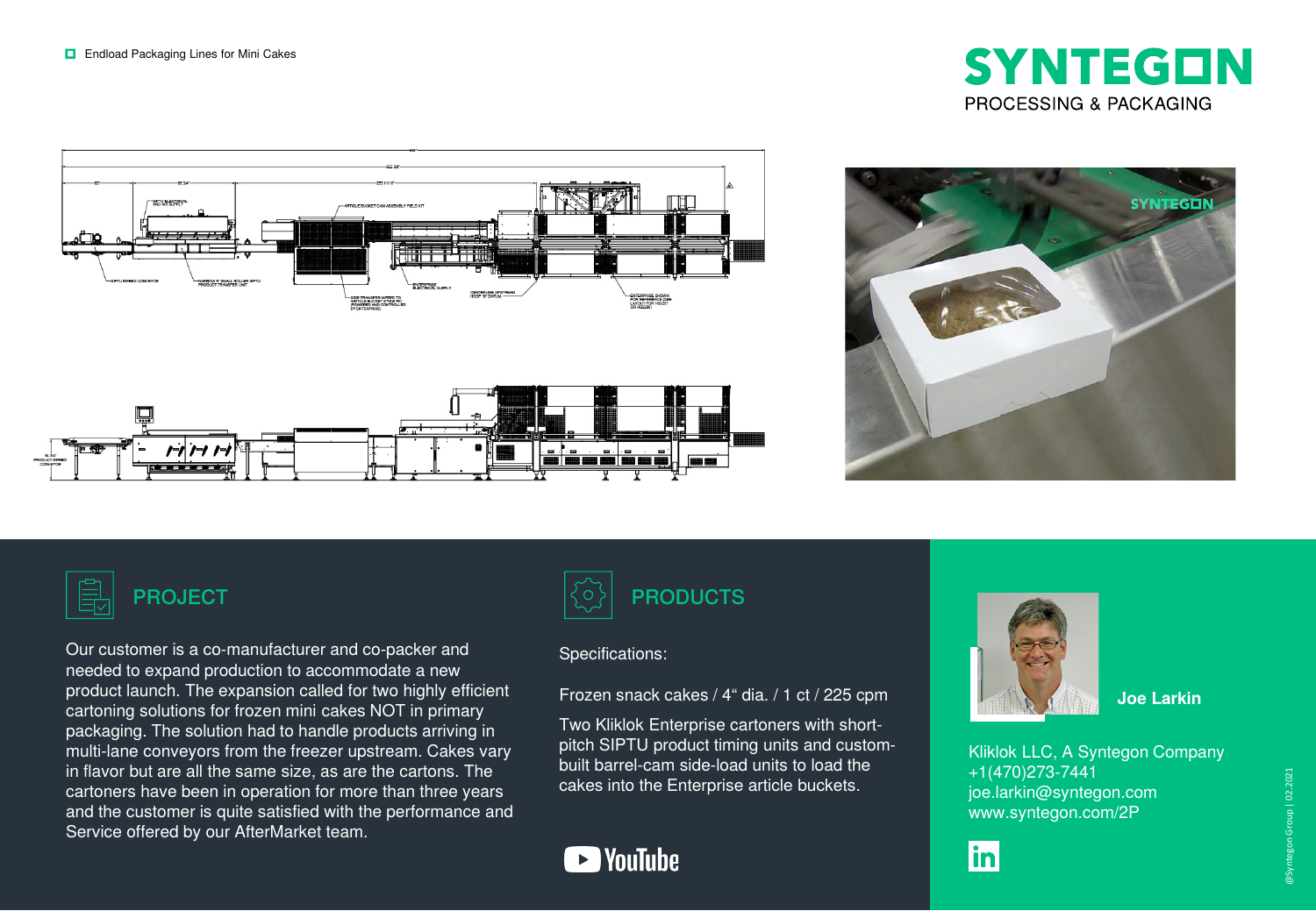Endload Packaging Lines for Mini Cakes

SYNTEGON
PROCESSING & PACKAGING

## PROJECT

Our customer is a co-manufacturer and co-packer and needed to expand production to accommodate a new product launch. The expansion called for two highly efficient cartoning solutions for frozen mini cakes NOT in primary packaging. The solution had to handle products arriving in multi-lane conveyors from the freezer upstream. Cakes vary in flavor but are all the same size, as are the cartons. The cartoners have been in operation for more than three years and the customer is quite satisfied with the performance and Service offered by our AfterMarket team.

## PRODUCTS

Specifications:

Frozen snack cakes / 4" dia. / 1 ct / 225 cpm

Two Kliklok Enterprise cartoners with short-pitch SIPTU product timing units and custom-built barrel-cam side-load units to load the cakes into the Enterprise article buckets.

YouTube

**Joe Larkin**

Kliklok LLC, A Syntegon Company
+1(470)273-7441
joe.larkin@syntegon.com
www.syntegon.com/2P

@Syntegon Group | 02.2021